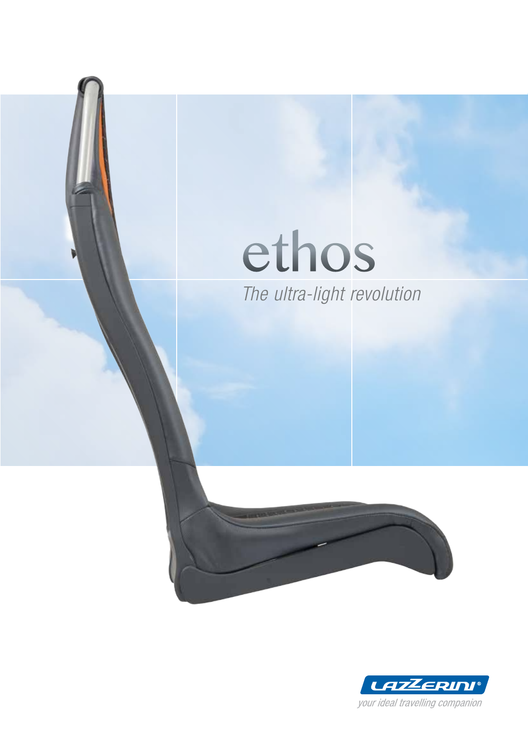# ethos

*The ultra-light revolution*

LAZZERINI®

*your ideal travelling companion*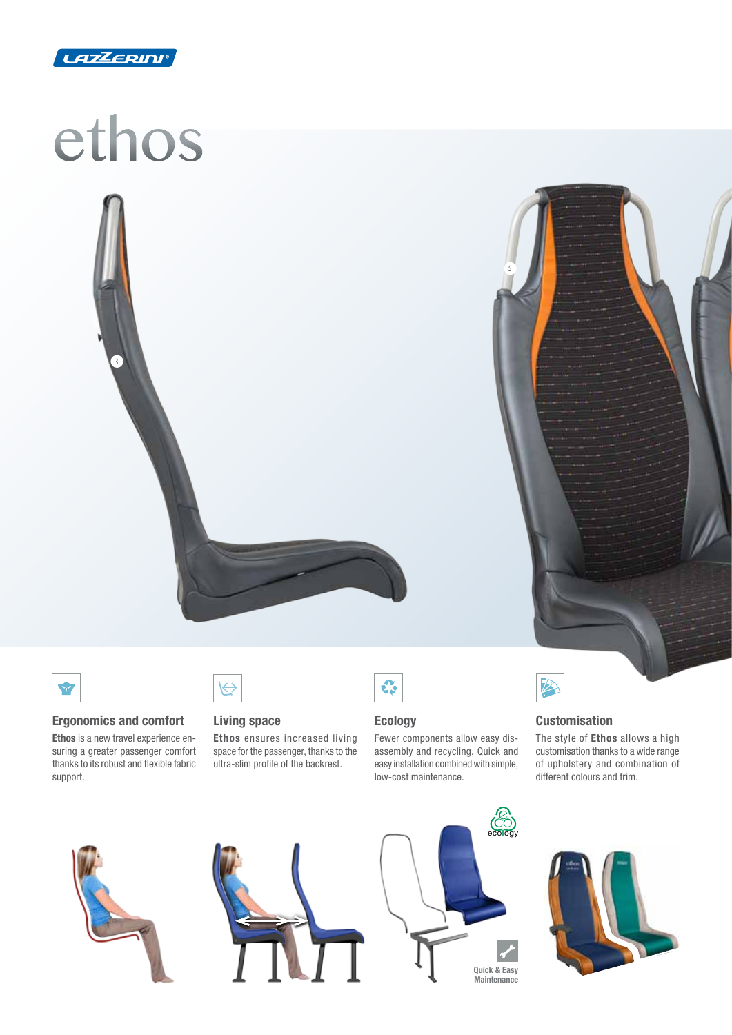# ethos

### Ergonomics and comfort

**Ethos** is a new travel experience ensuring a greater passenger comfort thanks to its robust and flexible fabric support.

### Living space

**Ethos** ensures increased living space for the passenger, thanks to the ultra-slim profile of the backrest.

### Ecology

Fewer components allow easy disassembly and recycling. Quick and easy installation combined with simple, low-cost maintenance.

### Customisation

The style of **Ethos** allows a high customisation thanks to a wide range of upholstery and combination of different colours and trim.

ecology

Quick & Easy Maintenance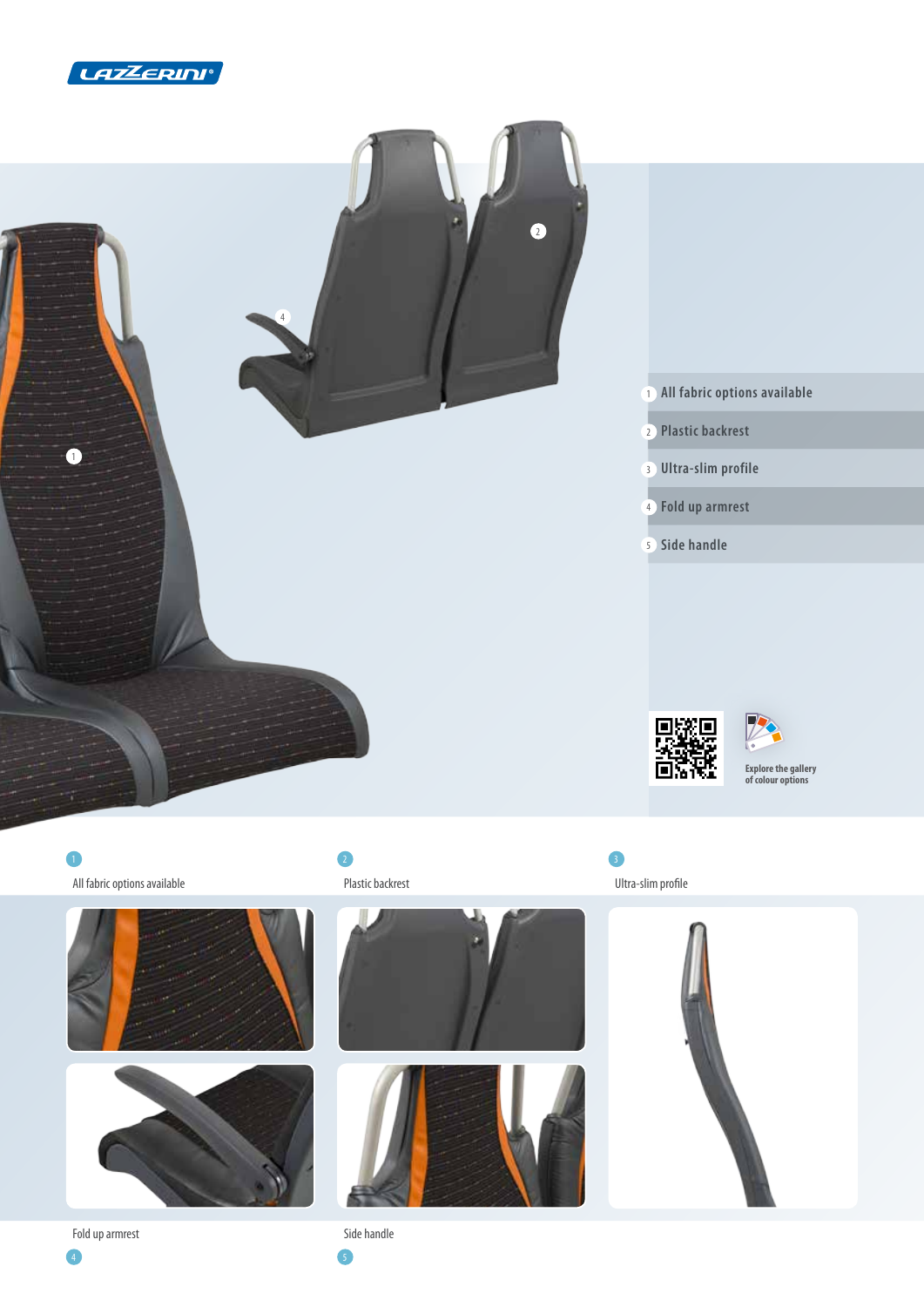1. All fabric options available
2. Plastic backrest
3. Ultra-slim profile
4. Fold up armrest
5. Side handle

Explore the gallery of colour options

1 All fabric options available

2 Plastic backrest

3 Ultra-slim profile

4 Fold up armrest

5 Side handle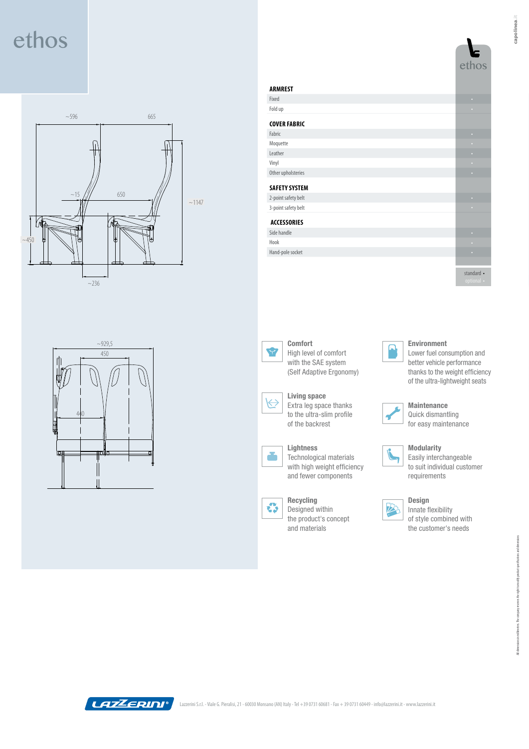# ethos

~596
665
~15
650
~1147
~450
~236

~929,5
450
440

| | ethos |
|---|---|
| **ARMREST** | |
| Fixed | • |
| Fold up | • |
| **COVER FABRIC** | |
| Fabric | • |
| Moquette | • |
| Leather | • |
| Vinyl | • |
| Other upholsteries | • |
| **SAFETY SYSTEM** | |
| 2-point safety belt | • |
| 3-point safety belt | • |
| **ACCESSORIES** | |
| Side handle | • |
| Hook | • |
| Hand-pole socket | • |

standard •
optional •

**Comfort**
High level of comfort with the SAE system (Self Adaptive Ergonomy)

**Living space**
Extra leg space thanks to the ultra-slim profile of the backrest

**Lightness**
Technological materials with high weight efficiency and fewer components

**Recycling**
Designed within the product's concept and materials

**Environment**
Lower fuel consumption and better vehicle performance thanks to the weight efficiency of the ultra-lightweight seats

**Maintenance**
Quick dismantling for easy maintenance

**Modularity**
Easily interchangeable to suit individual customer requirements

**Design**
Innate flexibility of style combined with the customer's needs

Lazzerini S.r.l. - Viale G. Pieralisi, 21 - 60030 Monsano (AN) Italy - Tel +39 0731 60681 - Fax + 39 0731 60449 - info@lazzerini.it - www.lazzerini.it